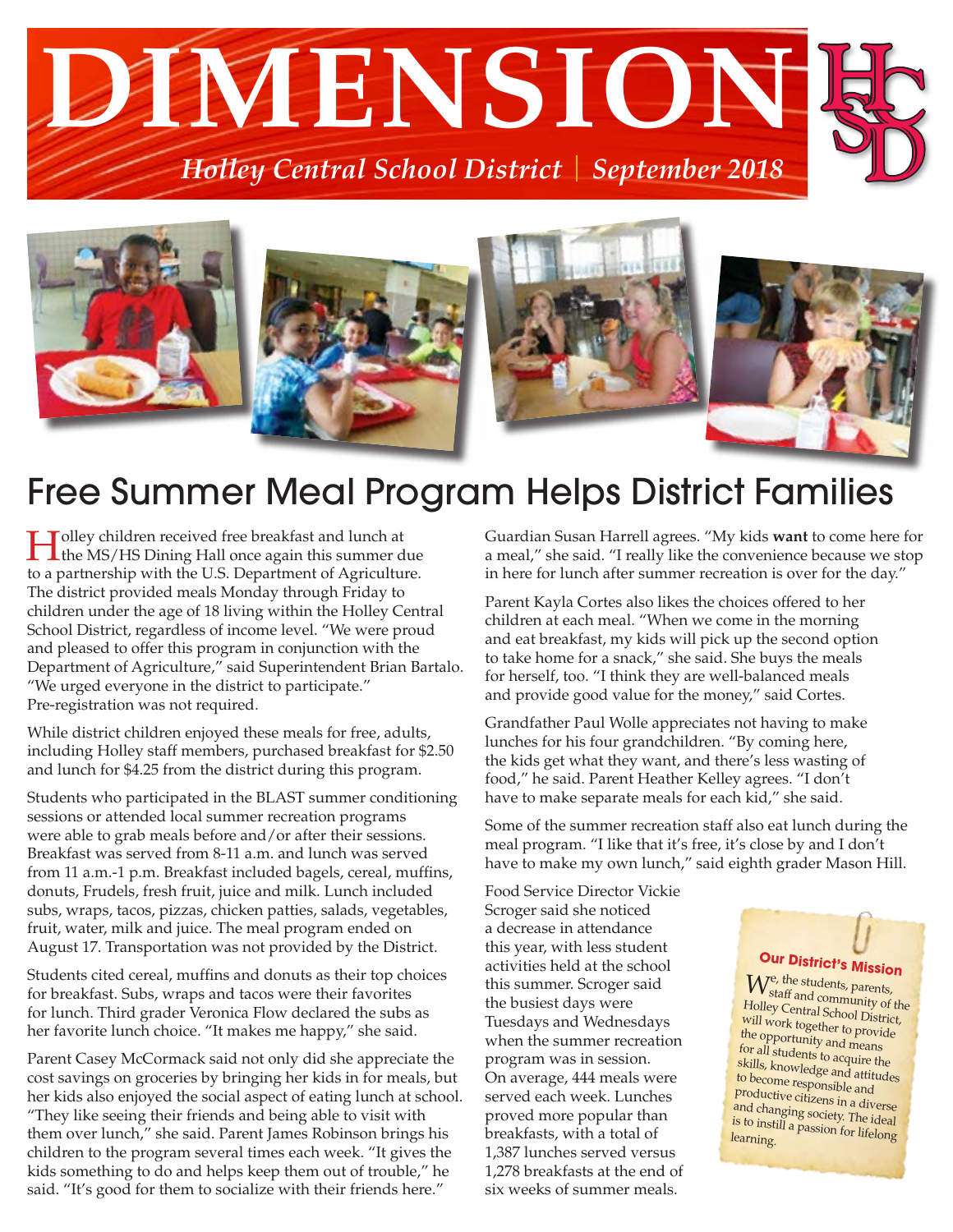# DIMENSION

*Holley Central School District | September 2018*

## Free Summer Meal Program Helps District Families

Holley children received free breakfast and lunch at the MS/HS Dining Hall once again this summer due to a partnership with the U.S. Department of Agriculture. The district provided meals Monday through Friday to children under the age of 18 living within the Holley Central School District, regardless of income level. "We were proud and pleased to offer this program in conjunction with the Department of Agriculture," said Superintendent Brian Bartalo. "We urged everyone in the district to participate." Pre-registration was not required.

While district children enjoyed these meals for free, adults, including Holley staff members, purchased breakfast for $2.50 and lunch for $4.25 from the district during this program.

Students who participated in the BLAST summer conditioning sessions or attended local summer recreation programs were able to grab meals before and/or after their sessions. Breakfast was served from 8-11 a.m. and lunch was served from 11 a.m.-1 p.m. Breakfast included bagels, cereal, muffins, donuts, Frudels, fresh fruit, juice and milk. Lunch included subs, wraps, tacos, pizzas, chicken patties, salads, vegetables, fruit, water, milk and juice. The meal program ended on August 17. Transportation was not provided by the District.

Students cited cereal, muffins and donuts as their top choices for breakfast. Subs, wraps and tacos were their favorites for lunch. Third grader Veronica Flow declared the subs as her favorite lunch choice. "It makes me happy," she said.

Parent Casey McCormack said not only did she appreciate the cost savings on groceries by bringing her kids in for meals, but her kids also enjoyed the social aspect of eating lunch at school. "They like seeing their friends and being able to visit with them over lunch," she said. Parent James Robinson brings his children to the program several times each week. "It gives the kids something to do and helps keep them out of trouble," he said. "It's good for them to socialize with their friends here."

Guardian Susan Harrell agrees. "My kids **want** to come here for a meal," she said. "I really like the convenience because we stop in here for lunch after summer recreation is over for the day."

Parent Kayla Cortes also likes the choices offered to her children at each meal. "When we come in the morning and eat breakfast, my kids will pick up the second option to take home for a snack," she said. She buys the meals for herself, too. "I think they are well-balanced meals and provide good value for the money," said Cortes.

Grandfather Paul Wolle appreciates not having to make lunches for his four grandchildren. "By coming here, the kids get what they want, and there's less wasting of food," he said. Parent Heather Kelley agrees. "I don't have to make separate meals for each kid," she said.

Some of the summer recreation staff also eat lunch during the meal program. "I like that it's free, it's close by and I don't have to make my own lunch," said eighth grader Mason Hill.

Food Service Director Vickie Scroger said she noticed a decrease in attendance this year, with less student activities held at the school this summer. Scroger said the busiest days were Tuesdays and Wednesdays when the summer recreation program was in session. On average, 444 meals were served each week. Lunches proved more popular than breakfasts, with a total of 1,387 lunches served versus 1,278 breakfasts at the end of six weeks of summer meals.

### Our District's Mission

We, the students, parents, staff and community of the Holley Central School District, will work together to provide the opportunity and means for all students to acquire the skills, knowledge and attitudes to become responsible and productive citizens in a diverse and changing society. The ideal is to instill a passion for lifelong learning.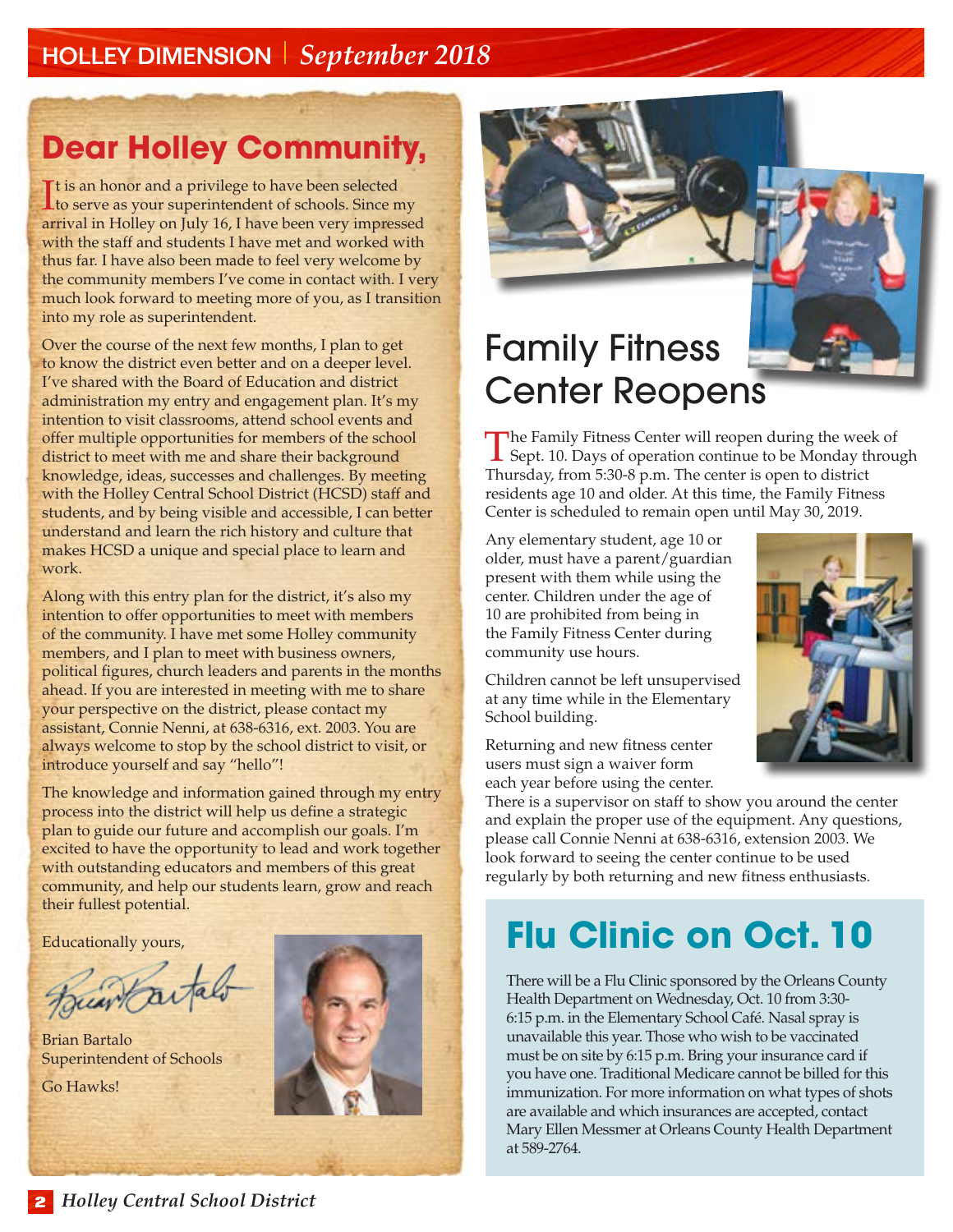# Dear Holley Community,

It is an honor and a privilege to have been selected to serve as your superintendent of schools. Since my arrival in Holley on July 16, I have been very impressed with the staff and students I have met and worked with thus far. I have also been made to feel very welcome by the community members I've come in contact with. I very much look forward to meeting more of you, as I transition into my role as superintendent.

Over the course of the next few months, I plan to get to know the district even better and on a deeper level. I've shared with the Board of Education and district administration my entry and engagement plan. It's my intention to visit classrooms, attend school events and offer multiple opportunities for members of the school district to meet with me and share their background knowledge, ideas, successes and challenges. By meeting with the Holley Central School District (HCSD) staff and students, and by being visible and accessible, I can better understand and learn the rich history and culture that makes HCSD a unique and special place to learn and work.

Along with this entry plan for the district, it's also my intention to offer opportunities to meet with members of the community. I have met some Holley community members, and I plan to meet with business owners, political figures, church leaders and parents in the months ahead. If you are interested in meeting with me to share your perspective on the district, please contact my assistant, Connie Nenni, at 638-6316, ext. 2003. You are always welcome to stop by the school district to visit, or introduce yourself and say "hello"!

The knowledge and information gained through my entry process into the district will help us define a strategic plan to guide our future and accomplish our goals. I'm excited to have the opportunity to lead and work together with outstanding educators and members of this great community, and help our students learn, grow and reach their fullest potential.

Educationally yours,

Brian Bartalo
Superintendent of Schools

Go Hawks!

# Family Fitness Center Reopens

The Family Fitness Center will reopen during the week of Sept. 10. Days of operation continue to be Monday through Thursday, from 5:30-8 p.m. The center is open to district residents age 10 and older. At this time, the Family Fitness Center is scheduled to remain open until May 30, 2019.

Any elementary student, age 10 or older, must have a parent/guardian present with them while using the center. Children under the age of 10 are prohibited from being in the Family Fitness Center during community use hours.

Children cannot be left unsupervised at any time while in the Elementary School building.

Returning and new fitness center users must sign a waiver form each year before using the center. There is a supervisor on staff to show you around the center and explain the proper use of the equipment. Any questions, please call Connie Nenni at 638-6316, extension 2003. We look forward to seeing the center continue to be used regularly by both returning and new fitness enthusiasts.

# Flu Clinic on Oct. 10

There will be a Flu Clinic sponsored by the Orleans County Health Department on Wednesday, Oct. 10 from 3:30-6:15 p.m. in the Elementary School Café. Nasal spray is unavailable this year. Those who wish to be vaccinated must be on site by 6:15 p.m. Bring your insurance card if you have one. Traditional Medicare cannot be billed for this immunization. For more information on what types of shots are available and which insurances are accepted, contact Mary Ellen Messmer at Orleans County Health Department at 589-2764.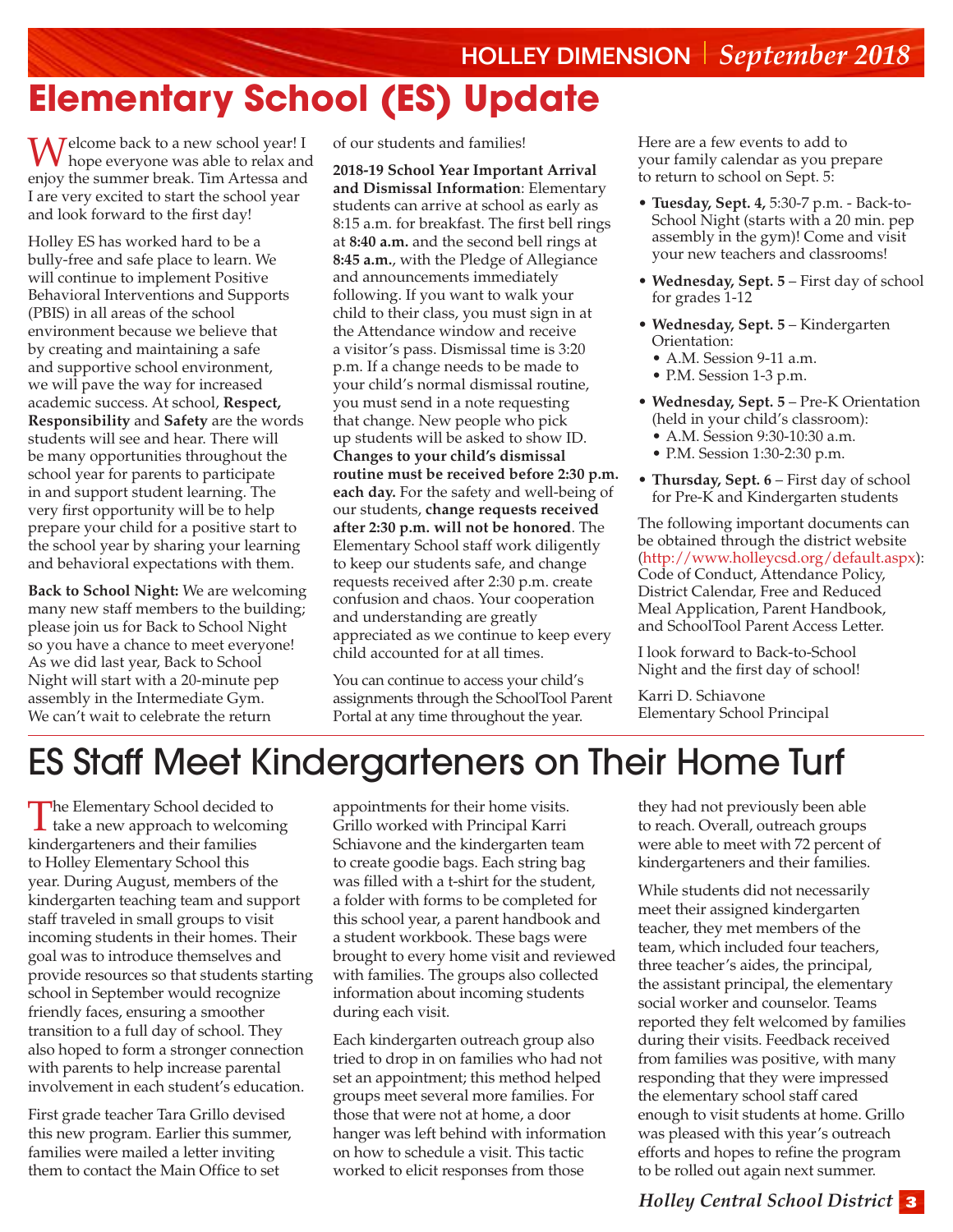# Elementary School (ES) Update

Welcome back to a new school year! I hope everyone was able to relax and enjoy the summer break. Tim Artessa and I are very excited to start the school year and look forward to the first day!

Holley ES has worked hard to be a bully-free and safe place to learn. We will continue to implement Positive Behavioral Interventions and Supports (PBIS) in all areas of the school environment because we believe that by creating and maintaining a safe and supportive school environment, we will pave the way for increased academic success. At school, **Respect, Responsibility** and **Safety** are the words students will see and hear. There will be many opportunities throughout the school year for parents to participate in and support student learning. The very first opportunity will be to help prepare your child for a positive start to the school year by sharing your learning and behavioral expectations with them.

**Back to School Night:** We are welcoming many new staff members to the building; please join us for Back to School Night so you have a chance to meet everyone! As we did last year, Back to School Night will start with a 20-minute pep assembly in the Intermediate Gym. We can't wait to celebrate the return of our students and families!

**2018-19 School Year Important Arrival and Dismissal Information**: Elementary students can arrive at school as early as 8:15 a.m. for breakfast. The first bell rings at **8:40 a.m.** and the second bell rings at **8:45 a.m.**, with the Pledge of Allegiance and announcements immediately following. If you want to walk your child to their class, you must sign in at the Attendance window and receive a visitor's pass. Dismissal time is 3:20 p.m. If a change needs to be made to your child's normal dismissal routine, you must send in a note requesting that change. New people who pick up students will be asked to show ID. **Changes to your child's dismissal routine must be received before 2:30 p.m. each day.** For the safety and well-being of our students, **change requests received after 2:30 p.m. will not be honored**. The Elementary School staff work diligently to keep our students safe, and change requests received after 2:30 p.m. create confusion and chaos. Your cooperation and understanding are greatly appreciated as we continue to keep every child accounted for at all times.

You can continue to access your child's assignments through the SchoolTool Parent Portal at any time throughout the year.

Here are a few events to add to your family calendar as you prepare to return to school on Sept. 5:

- **Tuesday, Sept. 4,** 5:30-7 p.m. - Back-to-School Night (starts with a 20 min. pep assembly in the gym)! Come and visit your new teachers and classrooms!
- **Wednesday, Sept. 5** – First day of school for grades 1-12
- **Wednesday, Sept. 5** – Kindergarten Orientation:
  - A.M. Session 9-11 a.m.
  - P.M. Session 1-3 p.m.
- **Wednesday, Sept. 5** – Pre-K Orientation (held in your child's classroom):
  - A.M. Session 9:30-10:30 a.m.
  - P.M. Session 1:30-2:30 p.m.
- **Thursday, Sept. 6** – First day of school for Pre-K and Kindergarten students

The following important documents can be obtained through the district website (http://www.holleycsd.org/default.aspx): Code of Conduct, Attendance Policy, District Calendar, Free and Reduced Meal Application, Parent Handbook, and SchoolTool Parent Access Letter.

I look forward to Back-to-School Night and the first day of school!

Karri D. Schiavone
Elementary School Principal

# ES Staff Meet Kindergarteners on Their Home Turf

The Elementary School decided to take a new approach to welcoming kindergarteners and their families to Holley Elementary School this year. During August, members of the kindergarten teaching team and support staff traveled in small groups to visit incoming students in their homes. Their goal was to introduce themselves and provide resources so that students starting school in September would recognize friendly faces, ensuring a smoother transition to a full day of school. They also hoped to form a stronger connection with parents to help increase parental involvement in each student's education.

First grade teacher Tara Grillo devised this new program. Earlier this summer, families were mailed a letter inviting them to contact the Main Office to set appointments for their home visits. Grillo worked with Principal Karri Schiavone and the kindergarten team to create goodie bags. Each string bag was filled with a t-shirt for the student, a folder with forms to be completed for this school year, a parent handbook and a student workbook. These bags were brought to every home visit and reviewed with families. The groups also collected information about incoming students during each visit.

Each kindergarten outreach group also tried to drop in on families who had not set an appointment; this method helped groups meet several more families. For those that were not at home, a door hanger was left behind with information on how to schedule a visit. This tactic worked to elicit responses from those they had not previously been able to reach. Overall, outreach groups were able to meet with 72 percent of kindergarteners and their families.

While students did not necessarily meet their assigned kindergarten teacher, they met members of the team, which included four teachers, three teacher's aides, the principal, the assistant principal, the elementary social worker and counselor. Teams reported they felt welcomed by families during their visits. Feedback received from families was positive, with many responding that they were impressed the elementary school staff cared enough to visit students at home. Grillo was pleased with this year's outreach efforts and hopes to refine the program to be rolled out again next summer.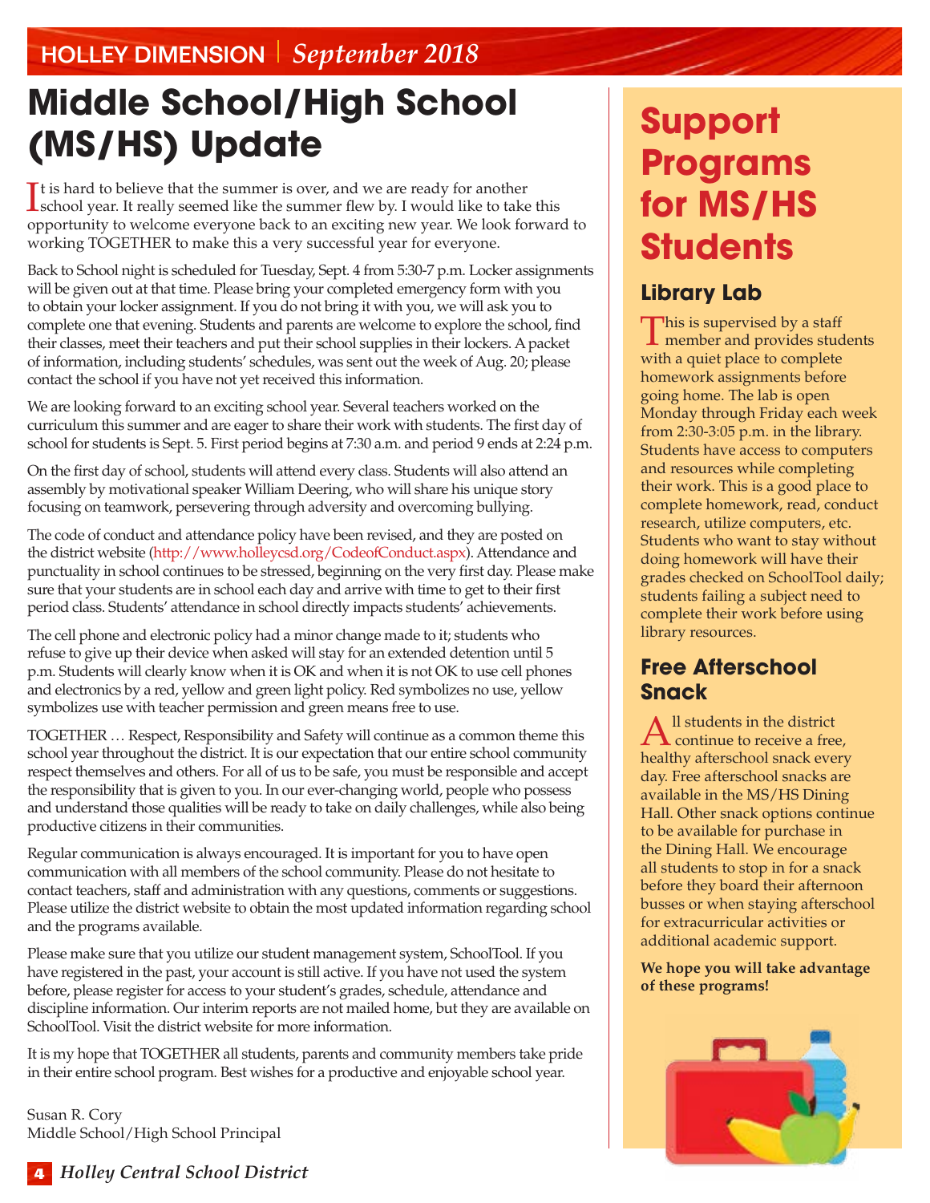# Middle School/High School (MS/HS) Update

It is hard to believe that the summer is over, and we are ready for another school year. It really seemed like the summer flew by. I would like to take this opportunity to welcome everyone back to an exciting new year. We look forward to working TOGETHER to make this a very successful year for everyone.

Back to School night is scheduled for Tuesday, Sept. 4 from 5:30-7 p.m. Locker assignments will be given out at that time. Please bring your completed emergency form with you to obtain your locker assignment. If you do not bring it with you, we will ask you to complete one that evening. Students and parents are welcome to explore the school, find their classes, meet their teachers and put their school supplies in their lockers. A packet of information, including students' schedules, was sent out the week of Aug. 20; please contact the school if you have not yet received this information.

We are looking forward to an exciting school year. Several teachers worked on the curriculum this summer and are eager to share their work with students. The first day of school for students is Sept. 5. First period begins at 7:30 a.m. and period 9 ends at 2:24 p.m.

On the first day of school, students will attend every class. Students will also attend an assembly by motivational speaker William Deering, who will share his unique story focusing on teamwork, persevering through adversity and overcoming bullying.

The code of conduct and attendance policy have been revised, and they are posted on the district website (http://www.holleycsd.org/CodeofConduct.aspx). Attendance and punctuality in school continues to be stressed, beginning on the very first day. Please make sure that your students are in school each day and arrive with time to get to their first period class. Students' attendance in school directly impacts students' achievements.

The cell phone and electronic policy had a minor change made to it; students who refuse to give up their device when asked will stay for an extended detention until 5 p.m. Students will clearly know when it is OK and when it is not OK to use cell phones and electronics by a red, yellow and green light policy. Red symbolizes no use, yellow symbolizes use with teacher permission and green means free to use.

TOGETHER … Respect, Responsibility and Safety will continue as a common theme this school year throughout the district. It is our expectation that our entire school community respect themselves and others. For all of us to be safe, you must be responsible and accept the responsibility that is given to you. In our ever-changing world, people who possess and understand those qualities will be ready to take on daily challenges, while also being productive citizens in their communities.

Regular communication is always encouraged. It is important for you to have open communication with all members of the school community. Please do not hesitate to contact teachers, staff and administration with any questions, comments or suggestions. Please utilize the district website to obtain the most updated information regarding school and the programs available.

Please make sure that you utilize our student management system, SchoolTool. If you have registered in the past, your account is still active. If you have not used the system before, please register for access to your student's grades, schedule, attendance and discipline information. Our interim reports are not mailed home, but they are available on SchoolTool. Visit the district website for more information.

It is my hope that TOGETHER all students, parents and community members take pride in their entire school program. Best wishes for a productive and enjoyable school year.

Susan R. Cory
Middle School/High School Principal

# Support Programs for MS/HS Students

## Library Lab

This is supervised by a staff member and provides students with a quiet place to complete homework assignments before going home. The lab is open Monday through Friday each week from 2:30-3:05 p.m. in the library. Students have access to computers and resources while completing their work. This is a good place to complete homework, read, conduct research, utilize computers, etc. Students who want to stay without doing homework will have their grades checked on SchoolTool daily; students failing a subject need to complete their work before using library resources.

## Free Afterschool Snack

All students in the district continue to receive a free, healthy afterschool snack every day. Free afterschool snacks are available in the MS/HS Dining Hall. Other snack options continue to be available for purchase in the Dining Hall. We encourage all students to stop in for a snack before they board their afternoon busses or when staying afterschool for extracurricular activities or additional academic support.

**We hope you will take advantage of these programs!**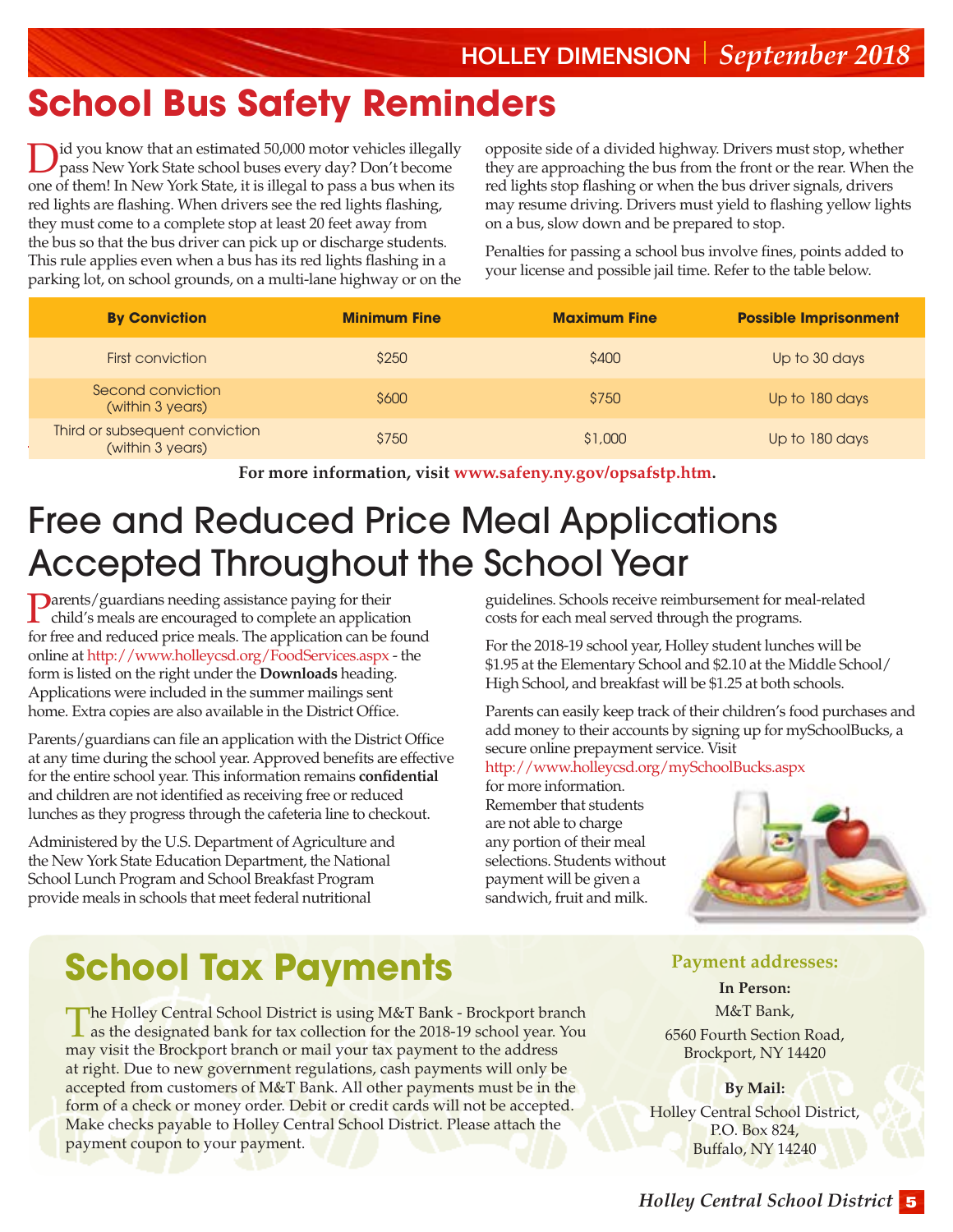# School Bus Safety Reminders

Did you know that an estimated 50,000 motor vehicles illegally pass New York State school buses every day? Don't become one of them! In New York State, it is illegal to pass a bus when its red lights are flashing. When drivers see the red lights flashing, they must come to a complete stop at least 20 feet away from the bus so that the bus driver can pick up or discharge students. This rule applies even when a bus has its red lights flashing in a parking lot, on school grounds, on a multi-lane highway or on the opposite side of a divided highway. Drivers must stop, whether they are approaching the bus from the front or the rear. When the red lights stop flashing or when the bus driver signals, drivers may resume driving. Drivers must yield to flashing yellow lights on a bus, slow down and be prepared to stop.

Penalties for passing a school bus involve fines, points added to your license and possible jail time. Refer to the table below.

| By Conviction | Minimum Fine | Maximum Fine | Possible Imprisonment |
|---|---|---|---|
| First conviction | $250 | $400 | Up to 30 days |
| Second conviction (within 3 years) | $600 | $750 | Up to 180 days |
| Third or subsequent conviction (within 3 years) | $750 | $1,000 | Up to 180 days |

**For more information, visit www.safeny.ny.gov/opsafstp.htm.**

# Free and Reduced Price Meal Applications Accepted Throughout the School Year

Parents/guardians needing assistance paying for their child's meals are encouraged to complete an application for free and reduced price meals. The application can be found online at http://www.holleycsd.org/FoodServices.aspx - the form is listed on the right under the **Downloads** heading. Applications were included in the summer mailings sent home. Extra copies are also available in the District Office.

Parents/guardians can file an application with the District Office at any time during the school year. Approved benefits are effective for the entire school year. This information remains **confidential** and children are not identified as receiving free or reduced lunches as they progress through the cafeteria line to checkout.

Administered by the U.S. Department of Agriculture and the New York State Education Department, the National School Lunch Program and School Breakfast Program provide meals in schools that meet federal nutritional guidelines. Schools receive reimbursement for meal-related costs for each meal served through the programs.

For the 2018-19 school year, Holley student lunches will be $1.95 at the Elementary School and $2.10 at the Middle School/High School, and breakfast will be $1.25 at both schools.

Parents can easily keep track of their children's food purchases and add money to their accounts by signing up for mySchoolBucks, a secure online prepayment service. Visit http://www.holleycsd.org/mySchoolBucks.aspx for more information. Remember that students are not able to charge any portion of their meal selections. Students without payment will be given a sandwich, fruit and milk.

# School Tax Payments

The Holley Central School District is using M&T Bank - Brockport branch as the designated bank for tax collection for the 2018-19 school year. You may visit the Brockport branch or mail your tax payment to the address at right. Due to new government regulations, cash payments will only be accepted from customers of M&T Bank. All other payments must be in the form of a check or money order. Debit or credit cards will not be accepted. Make checks payable to Holley Central School District. Please attach the payment coupon to your payment.

**Payment addresses:**

**In Person:**
M&T Bank,
6560 Fourth Section Road,
Brockport, NY 14420

**By Mail:**
Holley Central School District,
P.O. Box 824,
Buffalo, NY 14240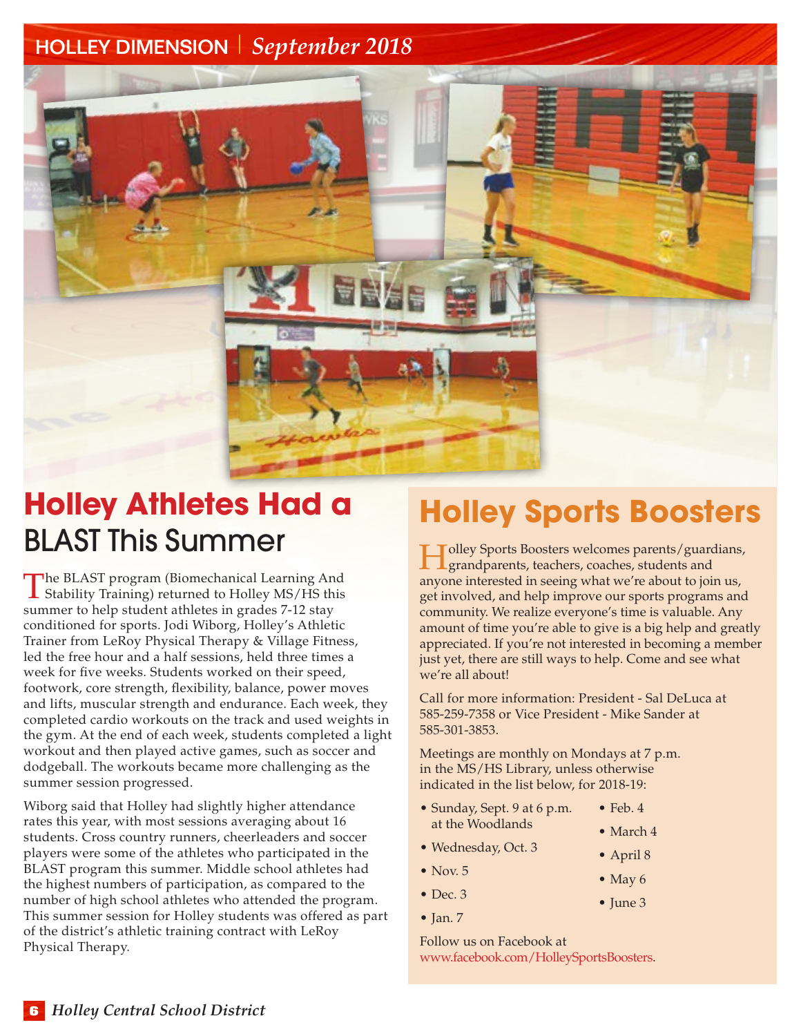# Holley Athletes Had a BLAST This Summer

The BLAST program (Biomechanical Learning And Stability Training) returned to Holley MS/HS this summer to help student athletes in grades 7-12 stay conditioned for sports. Jodi Wiborg, Holley's Athletic Trainer from LeRoy Physical Therapy & Village Fitness, led the free hour and a half sessions, held three times a week for five weeks. Students worked on their speed, footwork, core strength, flexibility, balance, power moves and lifts, muscular strength and endurance. Each week, they completed cardio workouts on the track and used weights in the gym. At the end of each week, students completed a light workout and then played active games, such as soccer and dodgeball. The workouts became more challenging as the summer session progressed.

Wiborg said that Holley had slightly higher attendance rates this year, with most sessions averaging about 16 students. Cross country runners, cheerleaders and soccer players were some of the athletes who participated in the BLAST program this summer. Middle school athletes had the highest numbers of participation, as compared to the number of high school athletes who attended the program. This summer session for Holley students was offered as part of the district's athletic training contract with LeRoy Physical Therapy.

# Holley Sports Boosters

Holley Sports Boosters welcomes parents/guardians, grandparents, teachers, coaches, students and anyone interested in seeing what we're about to join us, get involved, and help improve our sports programs and community. We realize everyone's time is valuable. Any amount of time you're able to give is a big help and greatly appreciated. If you're not interested in becoming a member just yet, there are still ways to help. Come and see what we're all about!

Call for more information: President - Sal DeLuca at 585-259-7358 or Vice President - Mike Sander at 585-301-3853.

Meetings are monthly on Mondays at 7 p.m. in the MS/HS Library, unless otherwise indicated in the list below, for 2018-19:

- Sunday, Sept. 9 at 6 p.m. at the Woodlands
- Wednesday, Oct. 3
- Nov. 5
- Dec. 3
- Jan. 7
- Feb. 4
- March 4
- April 8
- May 6
- June 3

Follow us on Facebook at www.facebook.com/HolleySportsBoosters.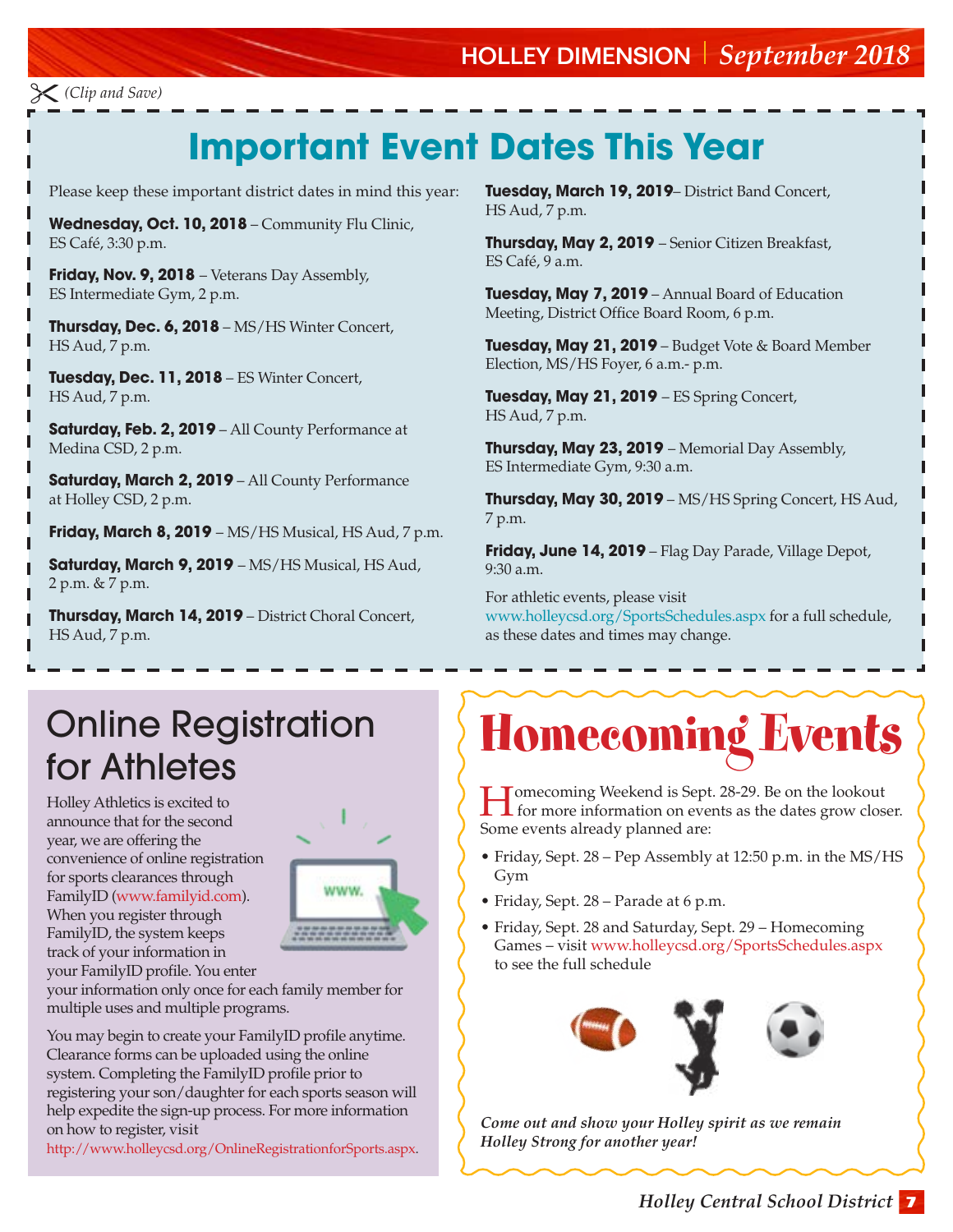*(Clip and Save)*

# Important Event Dates This Year

Please keep these important district dates in mind this year:

**Wednesday, Oct. 10, 2018** – Community Flu Clinic, ES Café, 3:30 p.m.

**Friday, Nov. 9, 2018** – Veterans Day Assembly, ES Intermediate Gym, 2 p.m.

**Thursday, Dec. 6, 2018** – MS/HS Winter Concert, HS Aud, 7 p.m.

**Tuesday, Dec. 11, 2018** – ES Winter Concert, HS Aud, 7 p.m.

**Saturday, Feb. 2, 2019** – All County Performance at Medina CSD, 2 p.m.

**Saturday, March 2, 2019** – All County Performance at Holley CSD, 2 p.m.

**Friday, March 8, 2019** – MS/HS Musical, HS Aud, 7 p.m.

**Saturday, March 9, 2019** – MS/HS Musical, HS Aud, 2 p.m. & 7 p.m.

**Thursday, March 14, 2019** – District Choral Concert, HS Aud, 7 p.m.

**Tuesday, March 19, 2019**– District Band Concert, HS Aud, 7 p.m.

**Thursday, May 2, 2019** – Senior Citizen Breakfast, ES Café, 9 a.m.

**Tuesday, May 7, 2019** – Annual Board of Education Meeting, District Office Board Room, 6 p.m.

**Tuesday, May 21, 2019** – Budget Vote & Board Member Election, MS/HS Foyer, 6 a.m.- p.m.

**Tuesday, May 21, 2019** – ES Spring Concert, HS Aud, 7 p.m.

**Thursday, May 23, 2019** – Memorial Day Assembly, ES Intermediate Gym, 9:30 a.m.

**Thursday, May 30, 2019** – MS/HS Spring Concert, HS Aud, 7 p.m.

**Friday, June 14, 2019** – Flag Day Parade, Village Depot, 9:30 a.m.

For athletic events, please visit www.holleycsd.org/SportsSchedules.aspx for a full schedule, as these dates and times may change.

## Online Registration for Athletes

Holley Athletics is excited to announce that for the second year, we are offering the convenience of online registration for sports clearances through FamilyID (www.familyid.com). When you register through FamilyID, the system keeps track of your information in your FamilyID profile. You enter your information only once for each family member for multiple uses and multiple programs.

You may begin to create your FamilyID profile anytime. Clearance forms can be uploaded using the online system. Completing the FamilyID profile prior to registering your son/daughter for each sports season will help expedite the sign-up process. For more information on how to register, visit http://www.holleycsd.org/OnlineRegistrationforSports.aspx.

## Homecoming Events

Homecoming Weekend is Sept. 28-29. Be on the lookout for more information on events as the dates grow closer. Some events already planned are:

- Friday, Sept. 28 – Pep Assembly at 12:50 p.m. in the MS/HS Gym
- Friday, Sept. 28 – Parade at 6 p.m.
- Friday, Sept. 28 and Saturday, Sept. 29 – Homecoming Games – visit www.holleycsd.org/SportsSchedules.aspx to see the full schedule

***Come out and show your Holley spirit as we remain Holley Strong for another year!***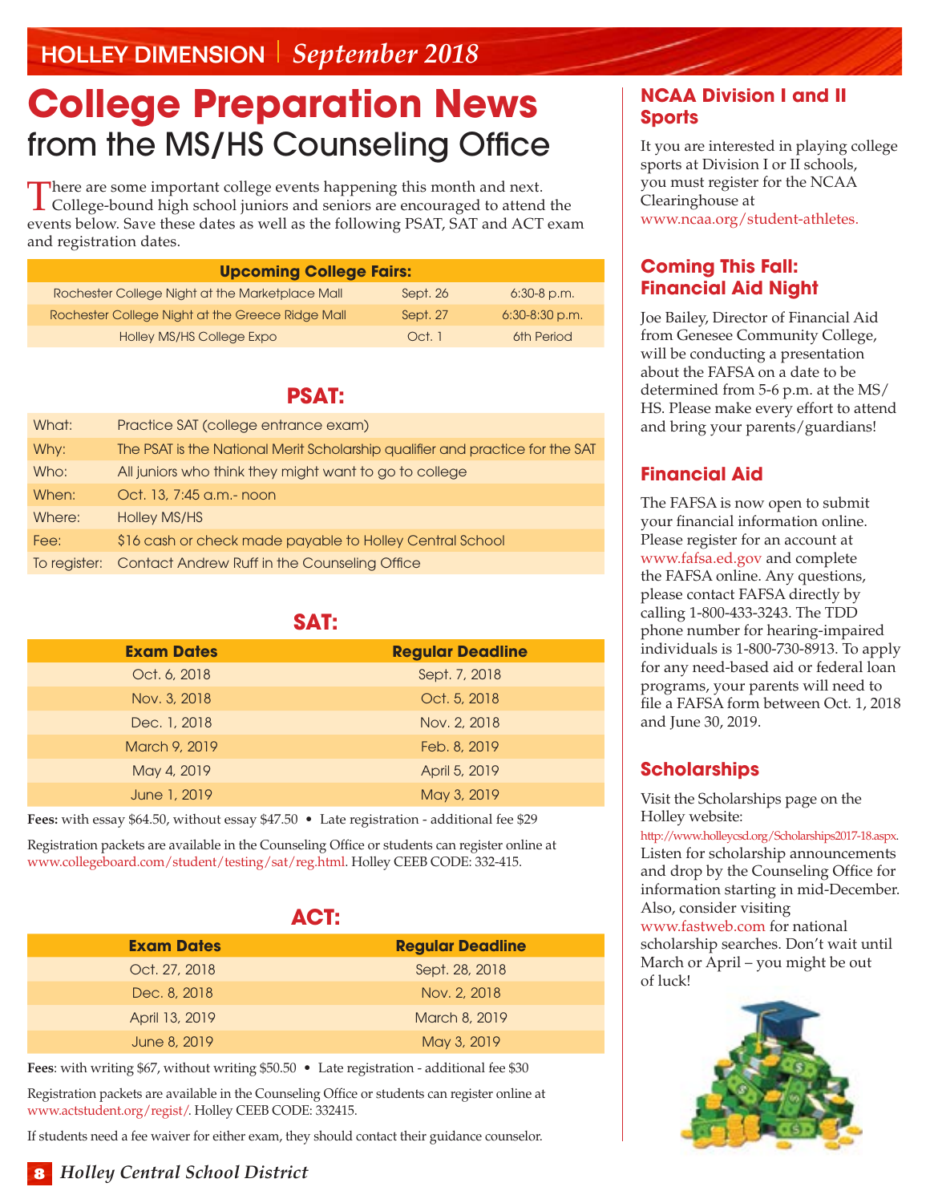# College Preparation News

## from the MS/HS Counseling Office

There are some important college events happening this month and next. College-bound high school juniors and seniors are encouraged to attend the events below. Save these dates as well as the following PSAT, SAT and ACT exam and registration dates.

| Upcoming College Fairs: | | |
|---|---|---|
| Rochester College Night at the Marketplace Mall | Sept. 26 | 6:30-8 p.m. |
| Rochester College Night at the Greece Ridge Mall | Sept. 27 | 6:30-8:30 p.m. |
| Holley MS/HS College Expo | Oct. 1 | 6th Period |

### PSAT:

| | |
|---|---|
| What: | Practice SAT (college entrance exam) |
| Why: | The PSAT is the National Merit Scholarship qualifier and practice for the SAT |
| Who: | All juniors who think they might want to go to college |
| When: | Oct. 13, 7:45 a.m.- noon |
| Where: | Holley MS/HS |
| Fee: | $16 cash or check made payable to Holley Central School |
| To register: | Contact Andrew Ruff in the Counseling Office |

### SAT:

| Exam Dates | Regular Deadline |
|---|---|
| Oct. 6, 2018 | Sept. 7, 2018 |
| Nov. 3, 2018 | Oct. 5, 2018 |
| Dec. 1, 2018 | Nov. 2, 2018 |
| March 9, 2019 | Feb. 8, 2019 |
| May 4, 2019 | April 5, 2019 |
| June 1, 2019 | May 3, 2019 |

**Fees:** with essay $64.50, without essay $47.50 • Late registration - additional fee $29

Registration packets are available in the Counseling Office or students can register online at www.collegeboard.com/student/testing/sat/reg.html. Holley CEEB CODE: 332-415.

### ACT:

| Exam Dates | Regular Deadline |
|---|---|
| Oct. 27, 2018 | Sept. 28, 2018 |
| Dec. 8, 2018 | Nov. 2, 2018 |
| April 13, 2019 | March 8, 2019 |
| June 8, 2019 | May 3, 2019 |

**Fees**: with writing $67, without writing $50.50 • Late registration - additional fee $30

Registration packets are available in the Counseling Office or students can register online at www.actstudent.org/regist/. Holley CEEB CODE: 332415.

If students need a fee waiver for either exam, they should contact their guidance counselor.

## NCAA Division I and II Sports

It you are interested in playing college sports at Division I or II schools, you must register for the NCAA Clearinghouse at www.ncaa.org/student-athletes.

## Coming This Fall: Financial Aid Night

Joe Bailey, Director of Financial Aid from Genesee Community College, will be conducting a presentation about the FAFSA on a date to be determined from 5-6 p.m. at the MS/HS. Please make every effort to attend and bring your parents/guardians!

## Financial Aid

The FAFSA is now open to submit your financial information online. Please register for an account at www.fafsa.ed.gov and complete the FAFSA online. Any questions, please contact FAFSA directly by calling 1-800-433-3243. The TDD phone number for hearing-impaired individuals is 1-800-730-8913. To apply for any need-based aid or federal loan programs, your parents will need to file a FAFSA form between Oct. 1, 2018 and June 30, 2019.

## Scholarships

Visit the Scholarships page on the Holley website: http://www.holleycsd.org/Scholarships2017-18.aspx. Listen for scholarship announcements and drop by the Counseling Office for information starting in mid-December. Also, consider visiting www.fastweb.com for national scholarship searches. Don't wait until March or April – you might be out of luck!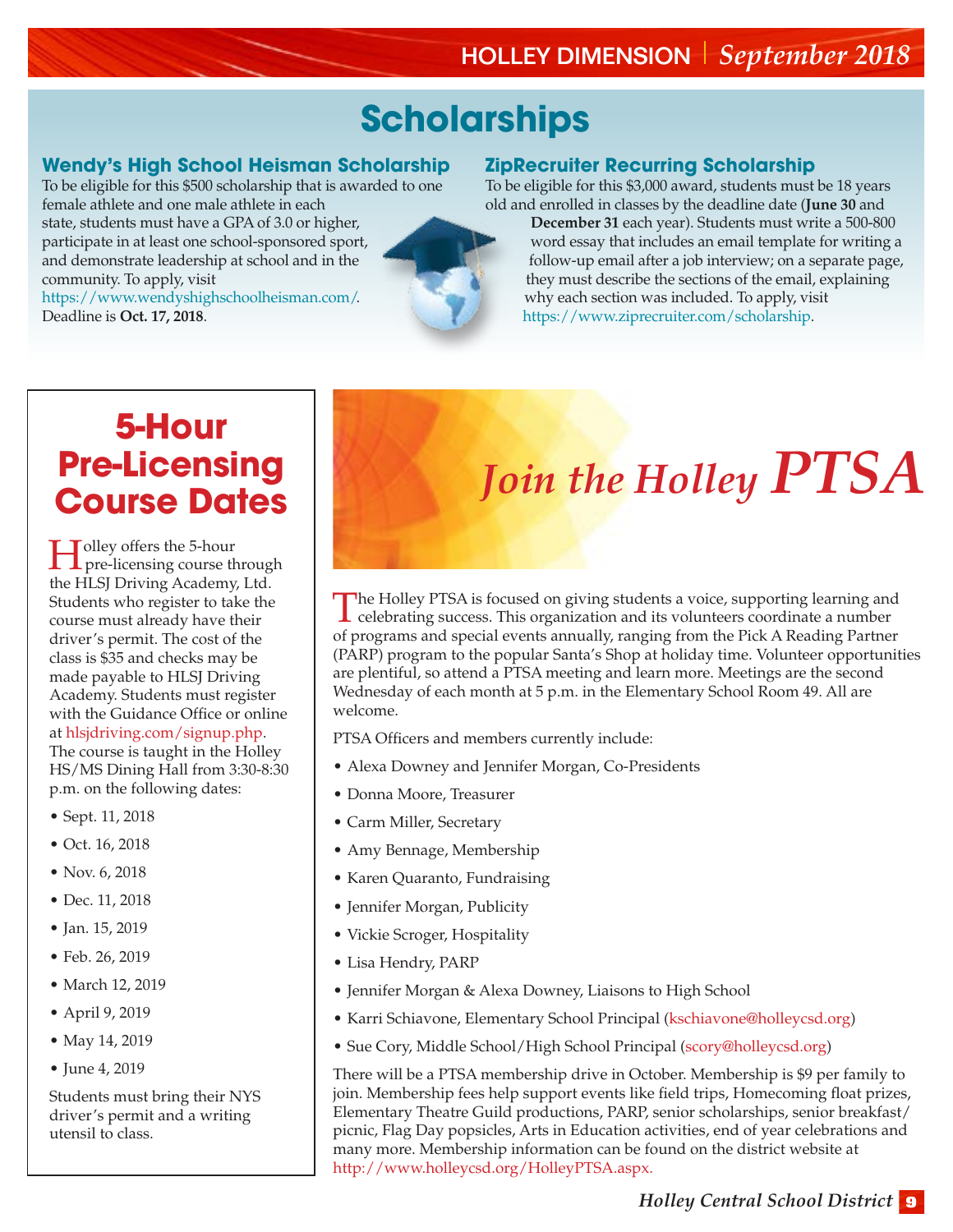# Scholarships

### Wendy's High School Heisman Scholarship

To be eligible for this $500 scholarship that is awarded to one female athlete and one male athlete in each state, students must have a GPA of 3.0 or higher, participate in at least one school-sponsored sport, and demonstrate leadership at school and in the community. To apply, visit https://www.wendyshighschoolheisman.com/. Deadline is **Oct. 17, 2018**.

### ZipRecruiter Recurring Scholarship

To be eligible for this $3,000 award, students must be 18 years old and enrolled in classes by the deadline date (**June 30** and **December 31** each year). Students must write a 500-800 word essay that includes an email template for writing a follow-up email after a job interview; on a separate page, they must describe the sections of the email, explaining why each section was included. To apply, visit https://www.ziprecruiter.com/scholarship.

## 5-Hour Pre-Licensing Course Dates

Holley offers the 5-hour pre-licensing course through the HLSJ Driving Academy, Ltd. Students who register to take the course must already have their driver's permit. The cost of the class is $35 and checks may be made payable to HLSJ Driving Academy. Students must register with the Guidance Office or online at hlsjdriving.com/signup.php. The course is taught in the Holley HS/MS Dining Hall from 3:30-8:30 p.m. on the following dates:

- Sept. 11, 2018
- Oct. 16, 2018
- Nov. 6, 2018
- Dec. 11, 2018
- Jan. 15, 2019
- Feb. 26, 2019
- March 12, 2019
- April 9, 2019
- May 14, 2019
- June 4, 2019

Students must bring their NYS driver's permit and a writing utensil to class.

## *Join the Holley PTSA*

The Holley PTSA is focused on giving students a voice, supporting learning and celebrating success. This organization and its volunteers coordinate a number of programs and special events annually, ranging from the Pick A Reading Partner (PARP) program to the popular Santa's Shop at holiday time. Volunteer opportunities are plentiful, so attend a PTSA meeting and learn more. Meetings are the second Wednesday of each month at 5 p.m. in the Elementary School Room 49. All are welcome.

PTSA Officers and members currently include:

- Alexa Downey and Jennifer Morgan, Co-Presidents
- Donna Moore, Treasurer
- Carm Miller, Secretary
- Amy Bennage, Membership
- Karen Quaranto, Fundraising
- Jennifer Morgan, Publicity
- Vickie Scroger, Hospitality
- Lisa Hendry, PARP
- Jennifer Morgan & Alexa Downey, Liaisons to High School
- Karri Schiavone, Elementary School Principal (kschiavone@holleycsd.org)
- Sue Cory, Middle School/High School Principal (scory@holleycsd.org)

There will be a PTSA membership drive in October. Membership is $9 per family to join. Membership fees help support events like field trips, Homecoming float prizes, Elementary Theatre Guild productions, PARP, senior scholarships, senior breakfast/picnic, Flag Day popsicles, Arts in Education activities, end of year celebrations and many more. Membership information can be found on the district website at http://www.holleycsd.org/HolleyPTSA.aspx.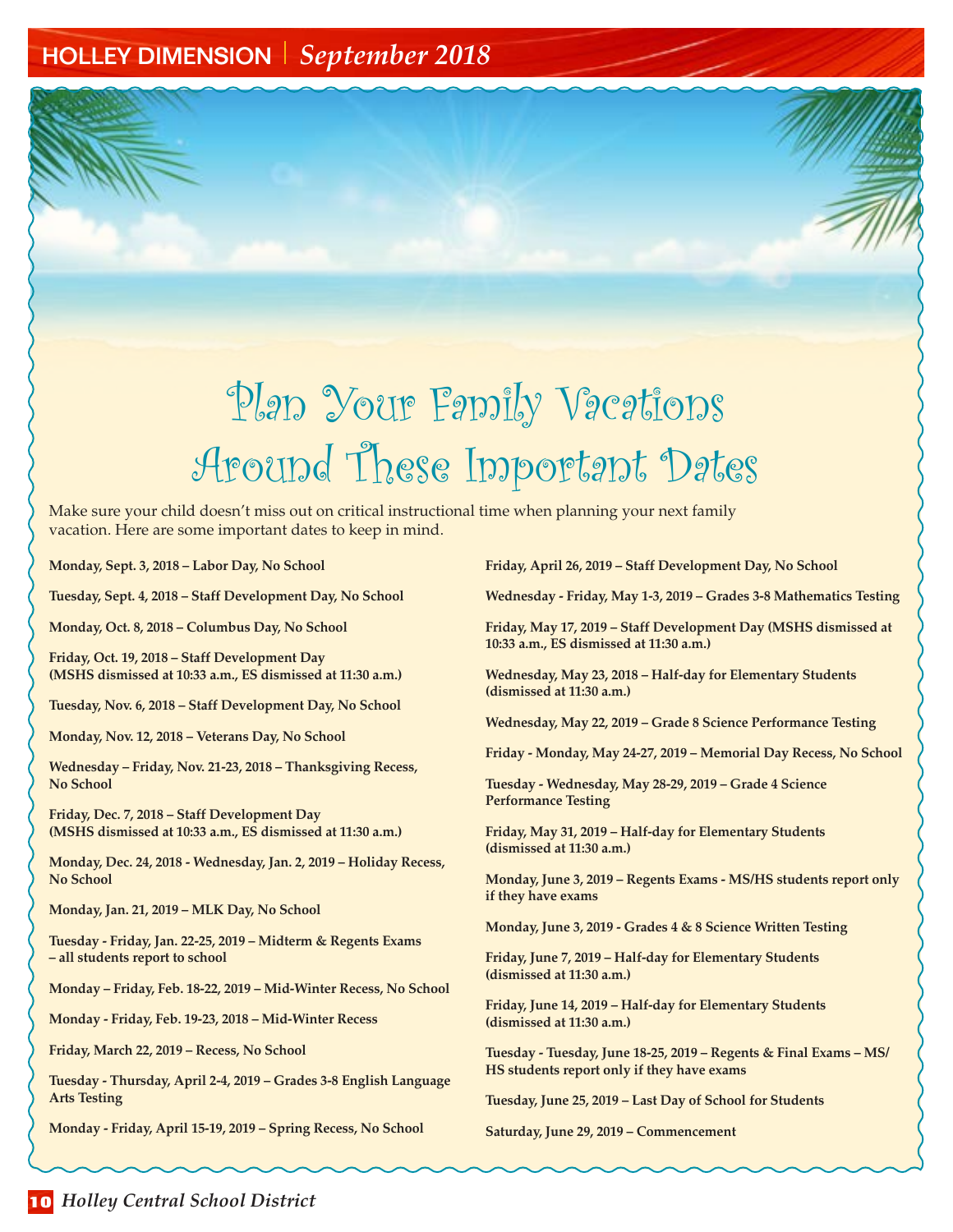# Plan Your Family Vacations Around These Important Dates

Make sure your child doesn't miss out on critical instructional time when planning your next family vacation. Here are some important dates to keep in mind.

**Monday, Sept. 3, 2018 – Labor Day, No School**

**Tuesday, Sept. 4, 2018 – Staff Development Day, No School**

**Monday, Oct. 8, 2018 – Columbus Day, No School**

**Friday, Oct. 19, 2018 – Staff Development Day (MSHS dismissed at 10:33 a.m., ES dismissed at 11:30 a.m.)**

**Tuesday, Nov. 6, 2018 – Staff Development Day, No School**

**Monday, Nov. 12, 2018 – Veterans Day, No School**

**Wednesday – Friday, Nov. 21-23, 2018 – Thanksgiving Recess, No School**

**Friday, Dec. 7, 2018 – Staff Development Day (MSHS dismissed at 10:33 a.m., ES dismissed at 11:30 a.m.)**

**Monday, Dec. 24, 2018 - Wednesday, Jan. 2, 2019 – Holiday Recess, No School**

**Monday, Jan. 21, 2019 – MLK Day, No School**

**Tuesday - Friday, Jan. 22-25, 2019 – Midterm & Regents Exams – all students report to school**

**Monday – Friday, Feb. 18-22, 2019 – Mid-Winter Recess, No School**

**Monday - Friday, Feb. 19-23, 2018 – Mid-Winter Recess**

**Friday, March 22, 2019 – Recess, No School**

**Tuesday - Thursday, April 2-4, 2019 – Grades 3-8 English Language Arts Testing**

**Monday - Friday, April 15-19, 2019 – Spring Recess, No School**

**Friday, April 26, 2019 – Staff Development Day, No School**

**Wednesday - Friday, May 1-3, 2019 – Grades 3-8 Mathematics Testing**

**Friday, May 17, 2019 – Staff Development Day (MSHS dismissed at 10:33 a.m., ES dismissed at 11:30 a.m.)**

**Wednesday, May 23, 2018 – Half-day for Elementary Students (dismissed at 11:30 a.m.)**

**Wednesday, May 22, 2019 – Grade 8 Science Performance Testing**

**Friday - Monday, May 24-27, 2019 – Memorial Day Recess, No School**

**Tuesday - Wednesday, May 28-29, 2019 – Grade 4 Science Performance Testing**

**Friday, May 31, 2019 – Half-day for Elementary Students (dismissed at 11:30 a.m.)**

**Monday, June 3, 2019 – Regents Exams - MS/HS students report only if they have exams**

**Monday, June 3, 2019 - Grades 4 & 8 Science Written Testing**

**Friday, June 7, 2019 – Half-day for Elementary Students (dismissed at 11:30 a.m.)**

**Friday, June 14, 2019 – Half-day for Elementary Students (dismissed at 11:30 a.m.)**

**Tuesday - Tuesday, June 18-25, 2019 – Regents & Final Exams – MS/HS students report only if they have exams**

**Tuesday, June 25, 2019 – Last Day of School for Students**

**Saturday, June 29, 2019 – Commencement**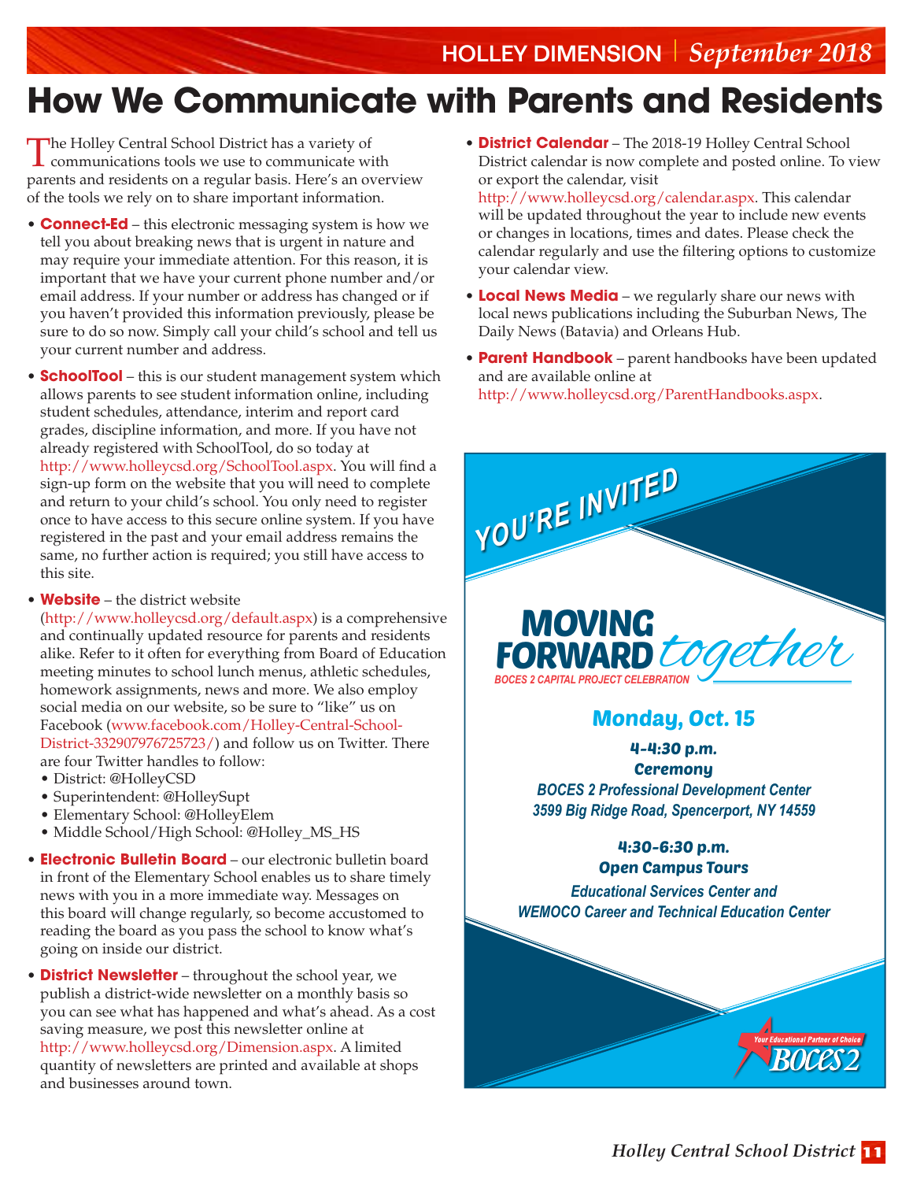# How We Communicate with Parents and Residents

The Holley Central School District has a variety of communications tools we use to communicate with parents and residents on a regular basis. Here's an overview of the tools we rely on to share important information.

- **Connect-Ed** – this electronic messaging system is how we tell you about breaking news that is urgent in nature and may require your immediate attention. For this reason, it is important that we have your current phone number and/or email address. If your number or address has changed or if you haven't provided this information previously, please be sure to do so now. Simply call your child's school and tell us your current number and address.
- **SchoolTool** – this is our student management system which allows parents to see student information online, including student schedules, attendance, interim and report card grades, discipline information, and more. If you have not already registered with SchoolTool, do so today at http://www.holleycsd.org/SchoolTool.aspx. You will find a sign-up form on the website that you will need to complete and return to your child's school. You only need to register once to have access to this secure online system. If you have registered in the past and your email address remains the same, no further action is required; you still have access to this site.
- **Website** – the district website (http://www.holleycsd.org/default.aspx) is a comprehensive and continually updated resource for parents and residents alike. Refer to it often for everything from Board of Education meeting minutes to school lunch menus, athletic schedules, homework assignments, news and more. We also employ social media on our website, so be sure to "like" us on Facebook (www.facebook.com/Holley-Central-School-District-332907976725723/) and follow us on Twitter. There are four Twitter handles to follow:
  - District: @HolleyCSD
  - Superintendent: @HolleySupt
  - Elementary School: @HolleyElem
  - Middle School/High School: @Holley_MS_HS
- **Electronic Bulletin Board** – our electronic bulletin board in front of the Elementary School enables us to share timely news with you in a more immediate way. Messages on this board will change regularly, so become accustomed to reading the board as you pass the school to know what's going on inside our district.
- **District Newsletter** – throughout the school year, we publish a district-wide newsletter on a monthly basis so you can see what has happened and what's ahead. As a cost saving measure, we post this newsletter online at http://www.holleycsd.org/Dimension.aspx. A limited quantity of newsletters are printed and available at shops and businesses around town.
- **District Calendar** – The 2018-19 Holley Central School District calendar is now complete and posted online. To view or export the calendar, visit http://www.holleycsd.org/calendar.aspx. This calendar will be updated throughout the year to include new events or changes in locations, times and dates. Please check the calendar regularly and use the filtering options to customize your calendar view.
- **Local News Media** – we regularly share our news with local news publications including the Suburban News, The Daily News (Batavia) and Orleans Hub.
- **Parent Handbook** – parent handbooks have been updated and are available online at http://www.holleycsd.org/ParentHandbooks.aspx.

## YOU'RE INVITED

### MOVING FORWARD *together*

*BOCES 2 CAPITAL PROJECT CELEBRATION*

**Monday, Oct. 15**

**4-4:30 p.m.**
**Ceremony**
*BOCES 2 Professional Development Center*
*3599 Big Ridge Road, Spencerport, NY 14559*

**4:30-6:30 p.m.**
**Open Campus Tours**
*Educational Services Center and*
*WEMOCO Career and Technical Education Center*

Your Educational Partner of Choice
BOCES 2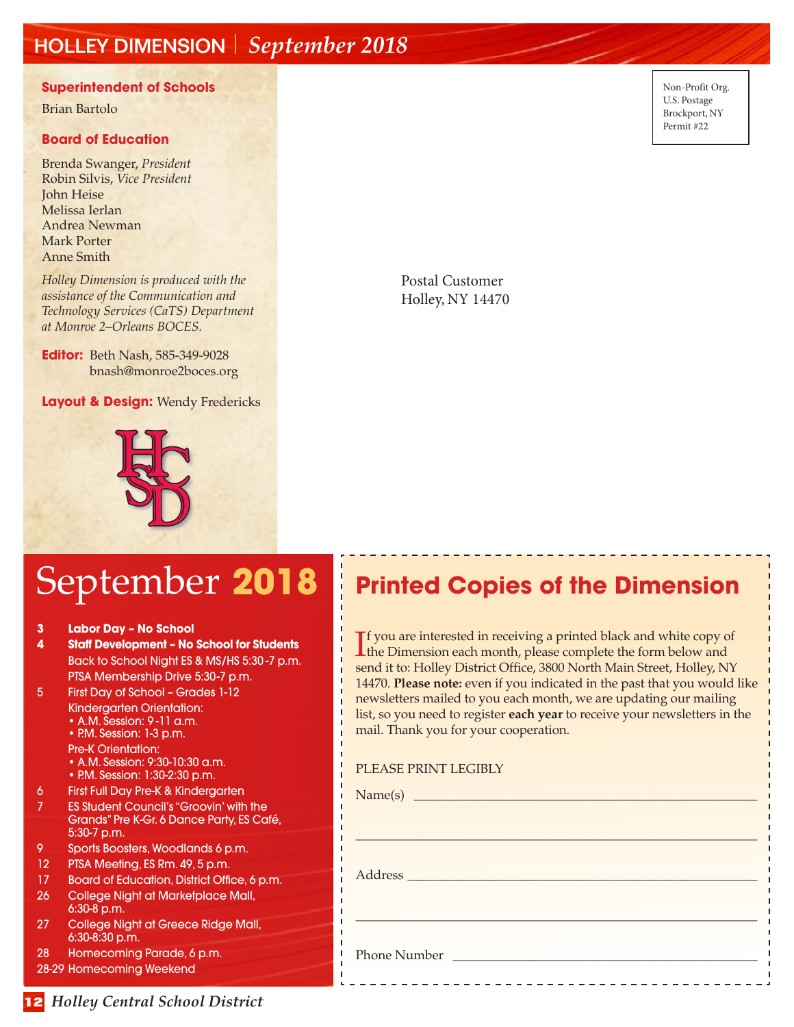**Superintendent of Schools**

Brian Bartolo

**Board of Education**

Brenda Swanger, *President*
Robin Silvis, *Vice President*
John Heise
Melissa Ierlan
Andrea Newman
Mark Porter
Anne Smith

*Holley Dimension is produced with the assistance of the Communication and Technology Services (CaTS) Department at Monroe 2–Orleans BOCES.*

**Editor:** Beth Nash, 585-349-9028
bnash@monroe2boces.org

**Layout & Design:** Wendy Fredericks

Non-Profit Org.
U.S. Postage
Brockport, NY
Permit #22

Postal Customer
Holley, NY 14470

# September 2018

- 3 **Labor Day – No School**
- 4 **Staff Development – No School for Students**
  Back to School Night ES & MS/HS 5:30-7 p.m.
  PTSA Membership Drive 5:30-7 p.m.
- 5 First Day of School – Grades 1-12
  Kindergarten Orientation:
  - A.M. Session: 9-11 a.m.
  - P.M. Session: 1-3 p.m.

  Pre-K Orientation:
  - A.M. Session: 9:30-10:30 a.m.
  - P.M. Session: 1:30-2:30 p.m.
- 6 First Full Day Pre-K & Kindergarten
- 7 ES Student Council's "Groovin' with the Grands" Pre K-Gr. 6 Dance Party, ES Café, 5:30-7 p.m.
- 9 Sports Boosters, Woodlands 6 p.m.
- 12 PTSA Meeting, ES Rm. 49, 5 p.m.
- 17 Board of Education, District Office, 6 p.m.
- 26 College Night at Marketplace Mall, 6:30-8 p.m.
- 27 College Night at Greece Ridge Mall, 6:30-8:30 p.m.
- 28 Homecoming Parade, 6 p.m.
- 28-29 Homecoming Weekend

## Printed Copies of the Dimension

If you are interested in receiving a printed black and white copy of the Dimension each month, please complete the form below and send it to: Holley District Office, 3800 North Main Street, Holley, NY 14470. **Please note:** even if you indicated in the past that you would like newsletters mailed to you each month, we are updating our mailing list, so you need to register **each year** to receive your newsletters in the mail. Thank you for your cooperation.

PLEASE PRINT LEGIBLY

Name(s) ______________________________________________

______________________________________________________

Address ______________________________________________

______________________________________________________

Phone Number _________________________________________